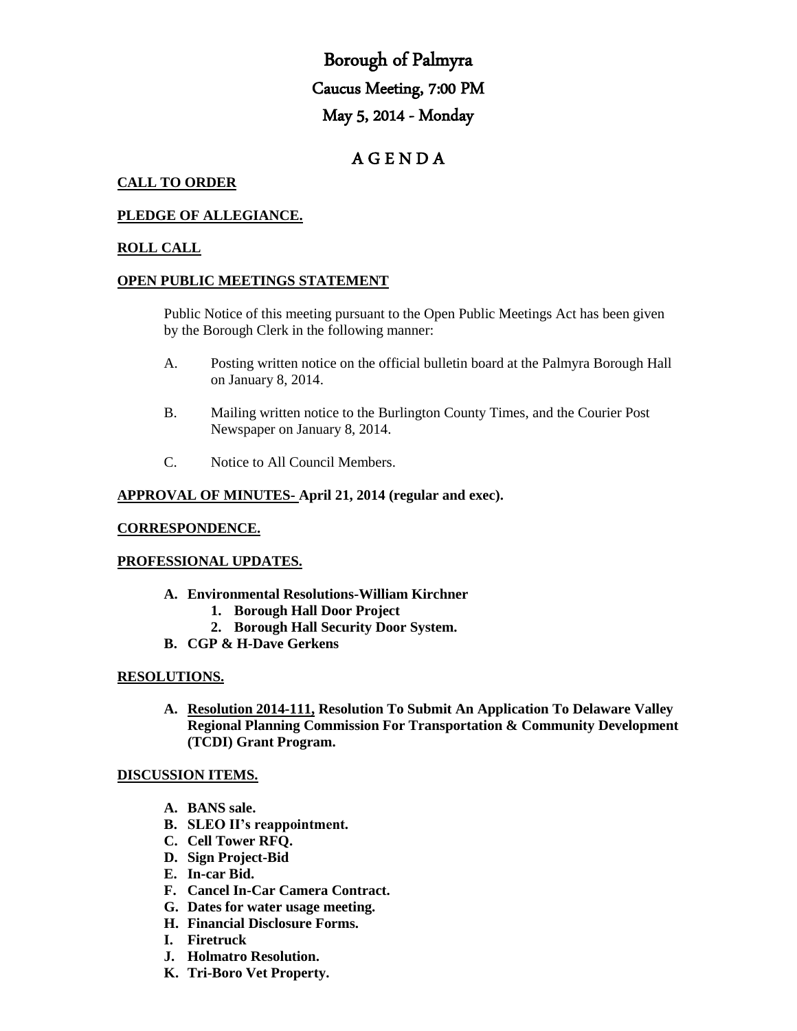# Borough of Palmyra

## Caucus Meeting, 7:00 PM

## May 5, 2014 - Monday

## A G E N D A

**CALL TO ORDER**

**PLEDGE OF ALLEGIANCE.**

**ROLL CALL**

**OPEN PUBLIC MEETINGS STATEMENT**

Public Notice of this meeting pursuant to the Open Public Meetings Act has been given by the Borough Clerk in the following manner:

A. Posting written notice on the official bulletin board at the Palmyra Borough Hall on January 8, 2014.

B. Mailing written notice to the Burlington County Times, and the Courier Post Newspaper on January 8, 2014.

C. Notice to All Council Members.

**APPROVAL OF MINUTES- April 21, 2014 (regular and exec).**

**CORRESPONDENCE.**

**PROFESSIONAL UPDATES.**

- **A. Environmental Resolutions-William Kirchner**
  1. **Borough Hall Door Project**
  2. **Borough Hall Security Door System.**
- **B. CGP & H-Dave Gerkens**

**RESOLUTIONS.**

- **A. Resolution 2014-111, Resolution To Submit An Application To Delaware Valley Regional Planning Commission For Transportation & Community Development (TCDI) Grant Program.**

**DISCUSSION ITEMS.**

- **A. BANS sale.**
- **B. SLEO II's reappointment.**
- **C. Cell Tower RFQ.**
- **D. Sign Project-Bid**
- **E. In-car Bid.**
- **F. Cancel In-Car Camera Contract.**
- **G. Dates for water usage meeting.**
- **H. Financial Disclosure Forms.**
- **I. Firetruck**
- **J. Holmatro Resolution.**
- **K. Tri-Boro Vet Property.**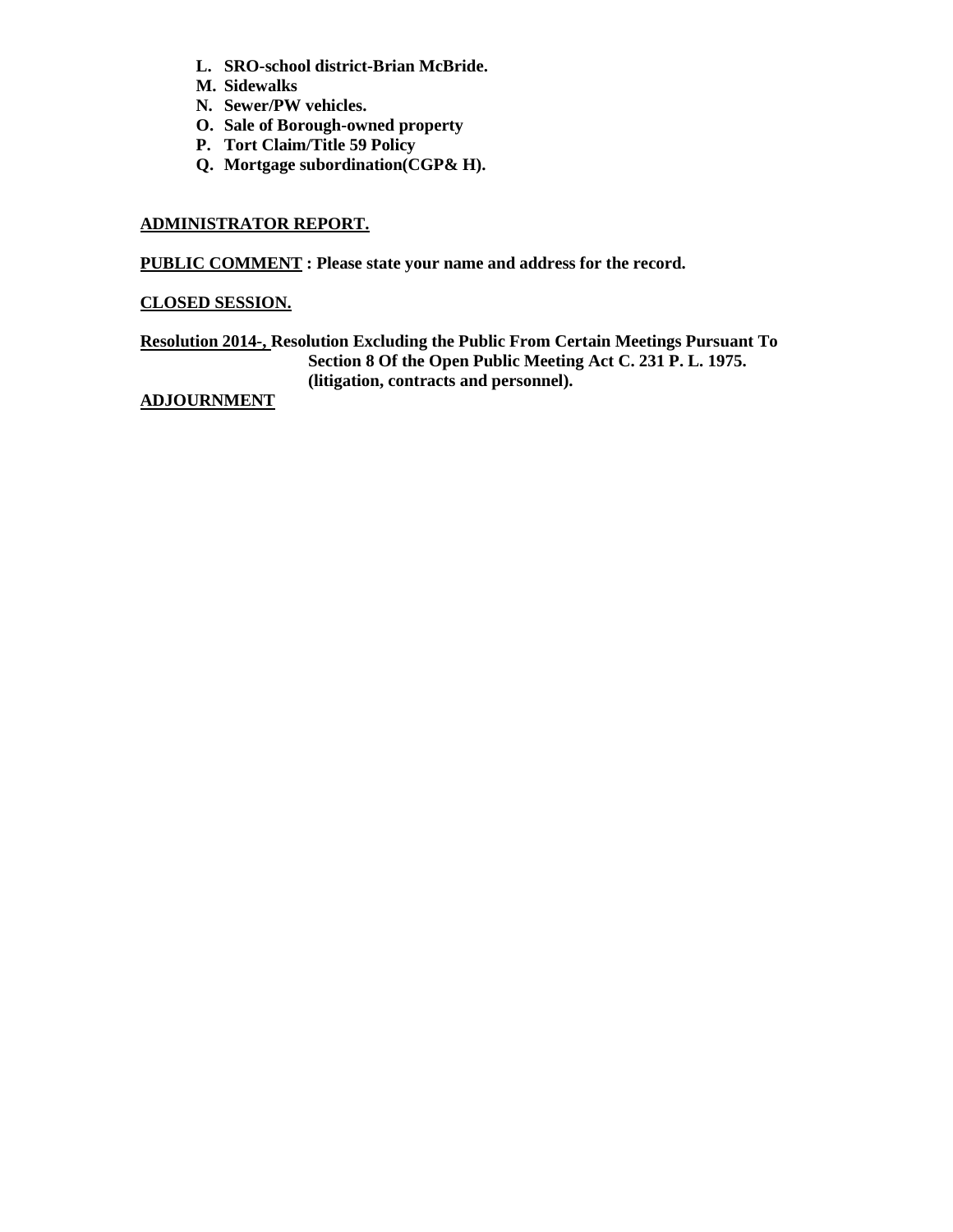**L. SRO-school district-Brian McBride.**
**M. Sidewalks**
**N. Sewer/PW vehicles.**
**O. Sale of Borough-owned property**
**P. Tort Claim/Title 59 Policy**
**Q. Mortgage subordination(CGP& H).**

**ADMINISTRATOR REPORT.**

**PUBLIC COMMENT : Please state your name and address for the record.**

**CLOSED SESSION.**

**Resolution 2014-, Resolution Excluding the Public From Certain Meetings Pursuant To Section 8 Of the Open Public Meeting Act C. 231 P. L. 1975. (litigation, contracts and personnel).**

**ADJOURNMENT**